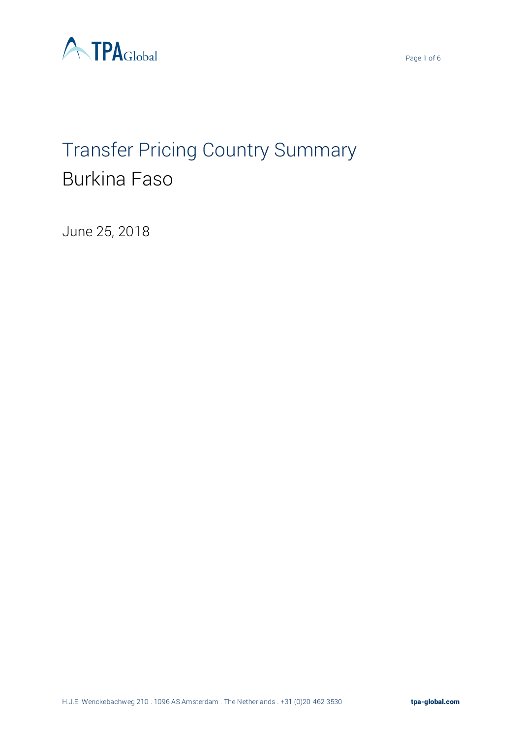# Transfer Pricing Country Summary

## Burkina Faso

June 25, 2018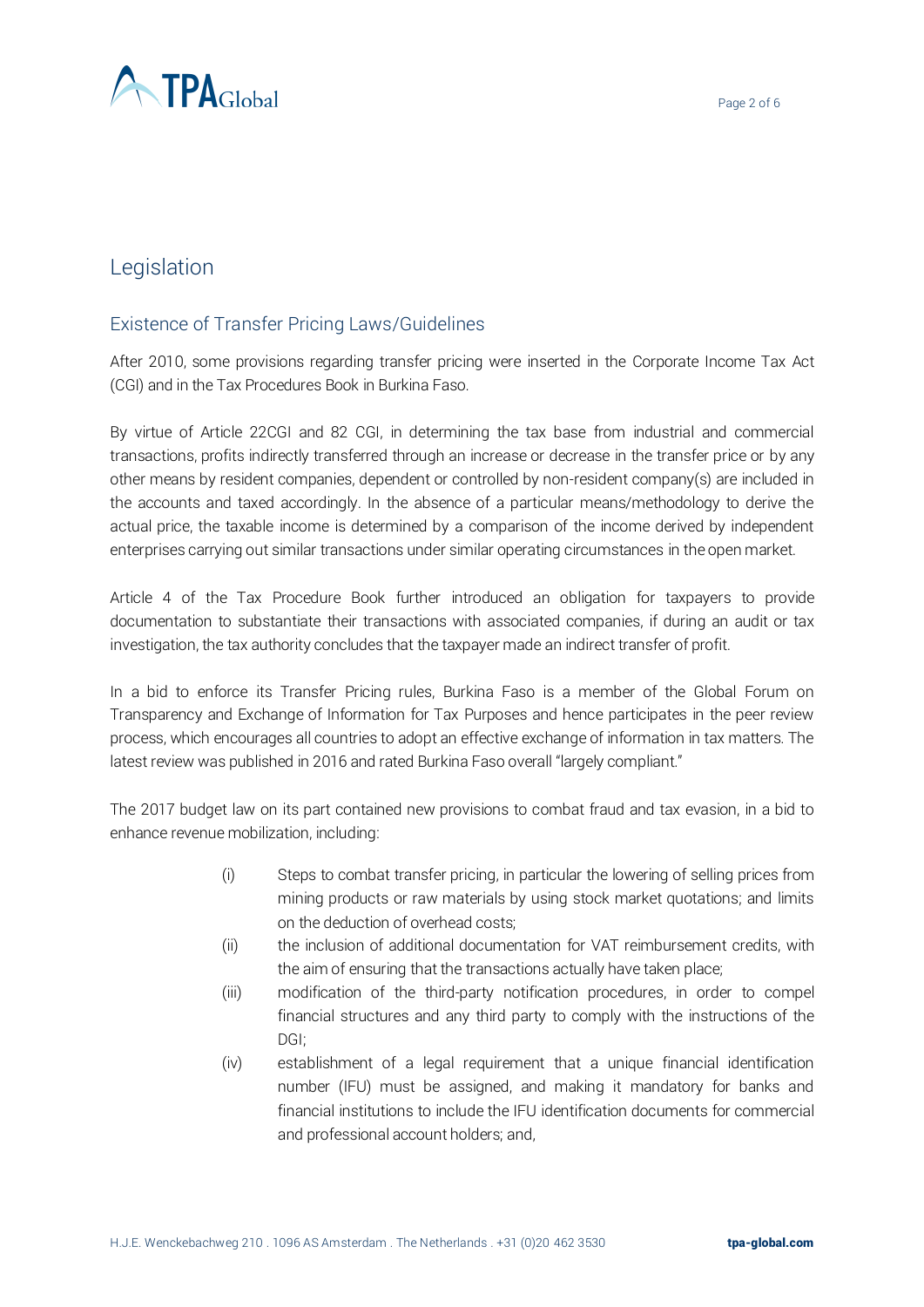# Legislation

## Existence of Transfer Pricing Laws/Guidelines

After 2010, some provisions regarding transfer pricing were inserted in the Corporate Income Tax Act (CGI) and in the Tax Procedures Book in Burkina Faso.

By virtue of Article 22CGI and 82 CGI, in determining the tax base from industrial and commercial transactions, profits indirectly transferred through an increase or decrease in the transfer price or by any other means by resident companies, dependent or controlled by non-resident company(s) are included in the accounts and taxed accordingly. In the absence of a particular means/methodology to derive the actual price, the taxable income is determined by a comparison of the income derived by independent enterprises carrying out similar transactions under similar operating circumstances in the open market.

Article 4 of the Tax Procedure Book further introduced an obligation for taxpayers to provide documentation to substantiate their transactions with associated companies, if during an audit or tax investigation, the tax authority concludes that the taxpayer made an indirect transfer of profit.

In a bid to enforce its Transfer Pricing rules, Burkina Faso is a member of the Global Forum on Transparency and Exchange of Information for Tax Purposes and hence participates in the peer review process, which encourages all countries to adopt an effective exchange of information in tax matters. The latest review was published in 2016 and rated Burkina Faso overall "largely compliant."

The 2017 budget law on its part contained new provisions to combat fraud and tax evasion, in a bid to enhance revenue mobilization, including:

(i) Steps to combat transfer pricing, in particular the lowering of selling prices from mining products or raw materials by using stock market quotations; and limits on the deduction of overhead costs;

(ii) the inclusion of additional documentation for VAT reimbursement credits, with the aim of ensuring that the transactions actually have taken place;

(iii) modification of the third-party notification procedures, in order to compel financial structures and any third party to comply with the instructions of the DGI;

(iv) establishment of a legal requirement that a unique financial identification number (IFU) must be assigned, and making it mandatory for banks and financial institutions to include the IFU identification documents for commercial and professional account holders; and,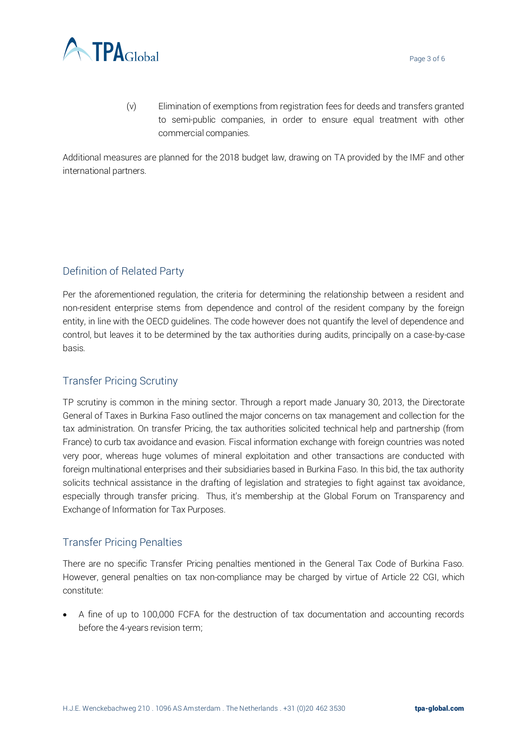(v) Elimination of exemptions from registration fees for deeds and transfers granted to semi-public companies, in order to ensure equal treatment with other commercial companies.

Additional measures are planned for the 2018 budget law, drawing on TA provided by the IMF and other international partners.

## Definition of Related Party

Per the aforementioned regulation, the criteria for determining the relationship between a resident and non-resident enterprise stems from dependence and control of the resident company by the foreign entity, in line with the OECD guidelines. The code however does not quantify the level of dependence and control, but leaves it to be determined by the tax authorities during audits, principally on a case-by-case basis.

## Transfer Pricing Scrutiny

TP scrutiny is common in the mining sector. Through a report made January 30, 2013, the Directorate General of Taxes in Burkina Faso outlined the major concerns on tax management and collection for the tax administration. On transfer Pricing, the tax authorities solicited technical help and partnership (from France) to curb tax avoidance and evasion. Fiscal information exchange with foreign countries was noted very poor, whereas huge volumes of mineral exploitation and other transactions are conducted with foreign multinational enterprises and their subsidiaries based in Burkina Faso. In this bid, the tax authority solicits technical assistance in the drafting of legislation and strategies to fight against tax avoidance, especially through transfer pricing. Thus, it's membership at the Global Forum on Transparency and Exchange of Information for Tax Purposes.

## Transfer Pricing Penalties

There are no specific Transfer Pricing penalties mentioned in the General Tax Code of Burkina Faso. However, general penalties on tax non-compliance may be charged by virtue of Article 22 CGI, which constitute:

- A fine of up to 100,000 FCFA for the destruction of tax documentation and accounting records before the 4-years revision term;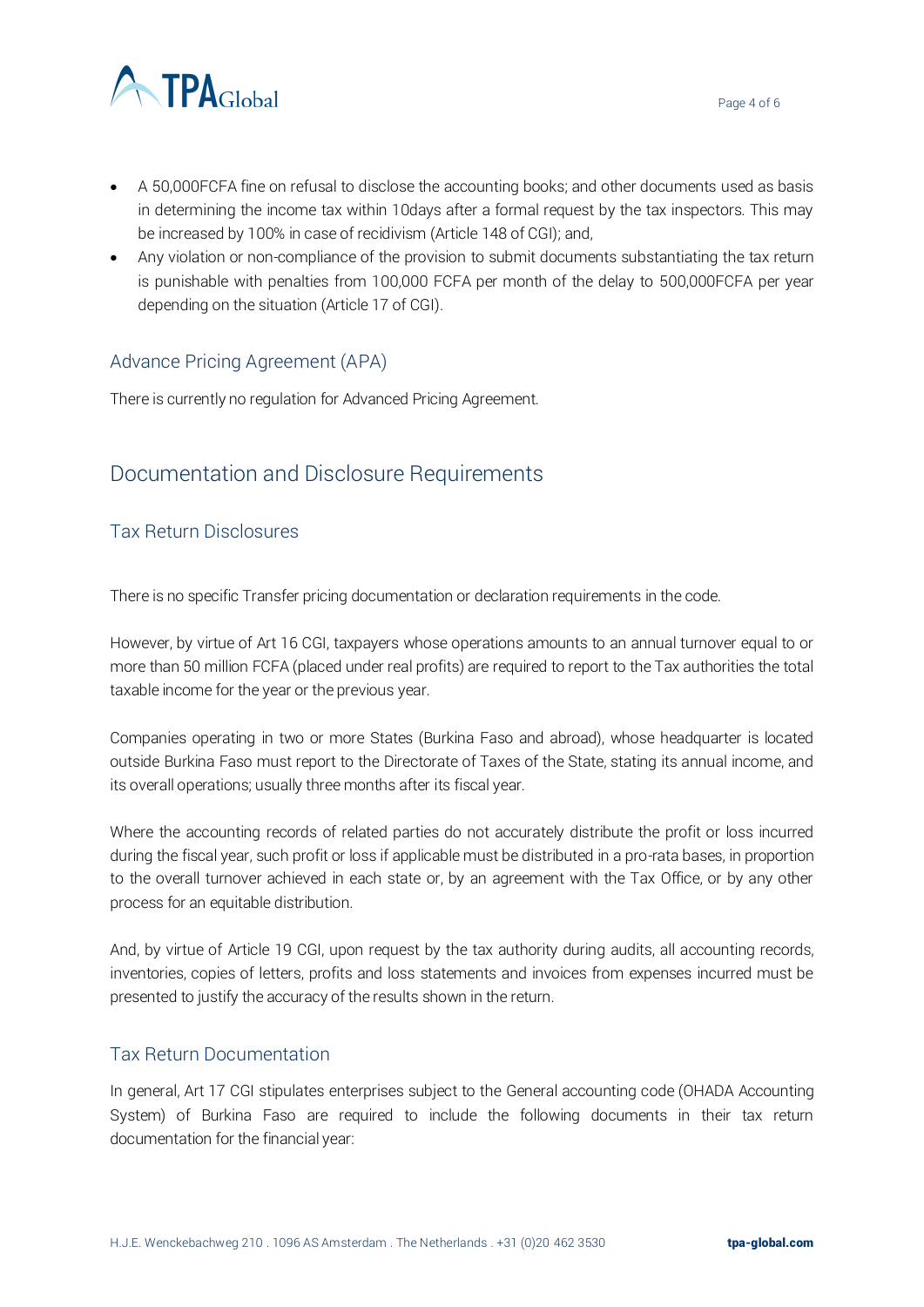- A 50,000FCFA fine on refusal to disclose the accounting books; and other documents used as basis in determining the income tax within 10days after a formal request by the tax inspectors. This may be increased by 100% in case of recidivism (Article 148 of CGI); and,
- Any violation or non-compliance of the provision to submit documents substantiating the tax return is punishable with penalties from 100,000 FCFA per month of the delay to 500,000FCFA per year depending on the situation (Article 17 of CGI).

### Advance Pricing Agreement (APA)

There is currently no regulation for Advanced Pricing Agreement.

## Documentation and Disclosure Requirements

### Tax Return Disclosures

There is no specific Transfer pricing documentation or declaration requirements in the code.

However, by virtue of Art 16 CGI, taxpayers whose operations amounts to an annual turnover equal to or more than 50 million FCFA (placed under real profits) are required to report to the Tax authorities the total taxable income for the year or the previous year.

Companies operating in two or more States (Burkina Faso and abroad), whose headquarter is located outside Burkina Faso must report to the Directorate of Taxes of the State, stating its annual income, and its overall operations; usually three months after its fiscal year.

Where the accounting records of related parties do not accurately distribute the profit or loss incurred during the fiscal year, such profit or loss if applicable must be distributed in a pro-rata bases, in proportion to the overall turnover achieved in each state or, by an agreement with the Tax Office, or by any other process for an equitable distribution.

And, by virtue of Article 19 CGI, upon request by the tax authority during audits, all accounting records, inventories, copies of letters, profits and loss statements and invoices from expenses incurred must be presented to justify the accuracy of the results shown in the return.

### Tax Return Documentation

In general, Art 17 CGI stipulates enterprises subject to the General accounting code (OHADA Accounting System) of Burkina Faso are required to include the following documents in their tax return documentation for the financial year: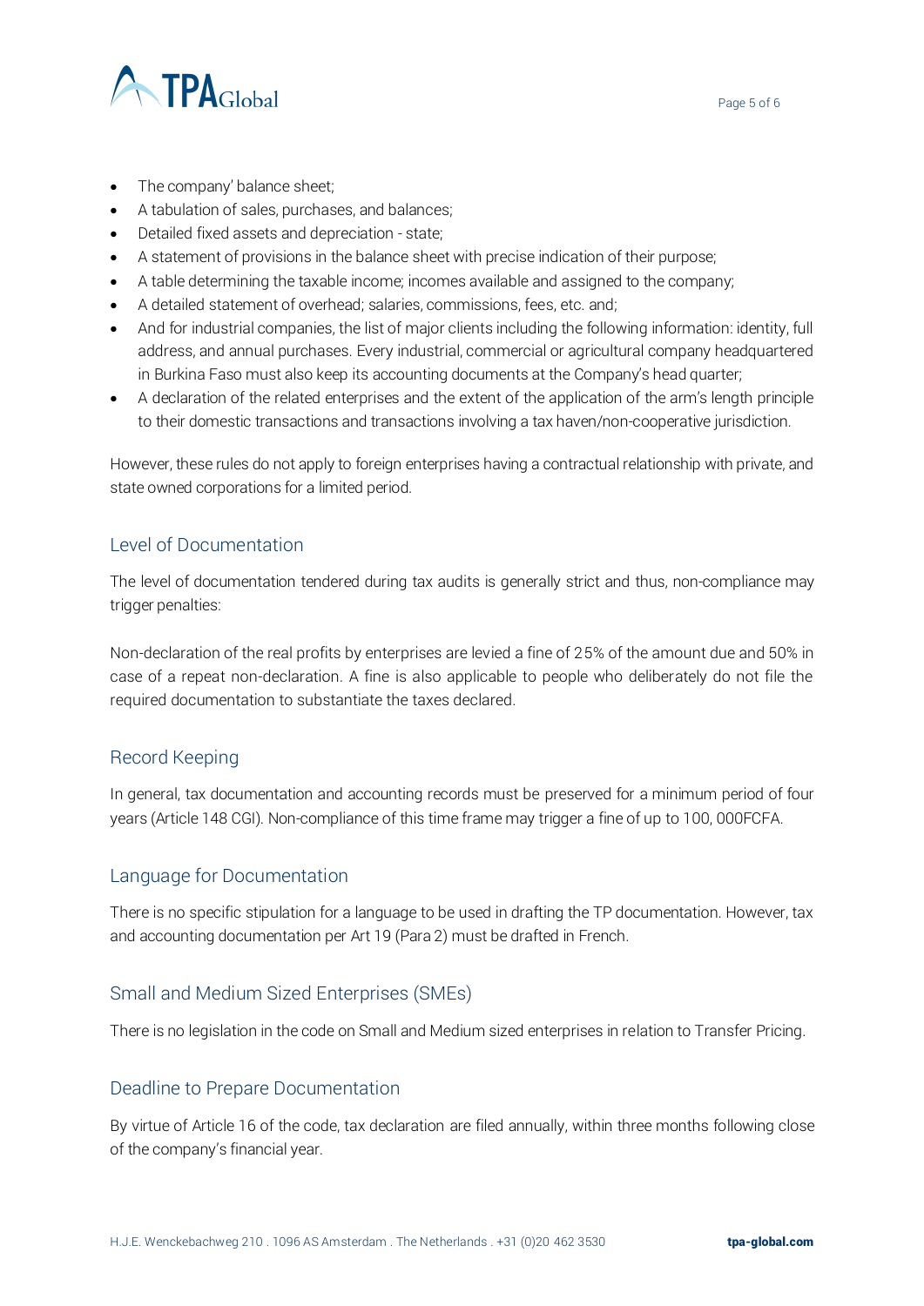- The company' balance sheet;
- A tabulation of sales, purchases, and balances;
- Detailed fixed assets and depreciation - state;
- A statement of provisions in the balance sheet with precise indication of their purpose;
- A table determining the taxable income; incomes available and assigned to the company;
- A detailed statement of overhead; salaries, commissions, fees, etc. and;
- And for industrial companies, the list of major clients including the following information: identity, full address, and annual purchases. Every industrial, commercial or agricultural company headquartered in Burkina Faso must also keep its accounting documents at the Company's head quarter;
- A declaration of the related enterprises and the extent of the application of the arm's length principle to their domestic transactions and transactions involving a tax haven/non-cooperative jurisdiction.

However, these rules do not apply to foreign enterprises having a contractual relationship with private, and state owned corporations for a limited period.

## Level of Documentation

The level of documentation tendered during tax audits is generally strict and thus, non-compliance may trigger penalties:

Non-declaration of the real profits by enterprises are levied a fine of 25% of the amount due and 50% in case of a repeat non-declaration. A fine is also applicable to people who deliberately do not file the required documentation to substantiate the taxes declared.

## Record Keeping

In general, tax documentation and accounting records must be preserved for a minimum period of four years (Article 148 CGI). Non-compliance of this time frame may trigger a fine of up to 100, 000FCFA.

## Language for Documentation

There is no specific stipulation for a language to be used in drafting the TP documentation. However, tax and accounting documentation per Art 19 (Para 2) must be drafted in French.

## Small and Medium Sized Enterprises (SMEs)

There is no legislation in the code on Small and Medium sized enterprises in relation to Transfer Pricing.

## Deadline to Prepare Documentation

By virtue of Article 16 of the code, tax declaration are filed annually, within three months following close of the company's financial year.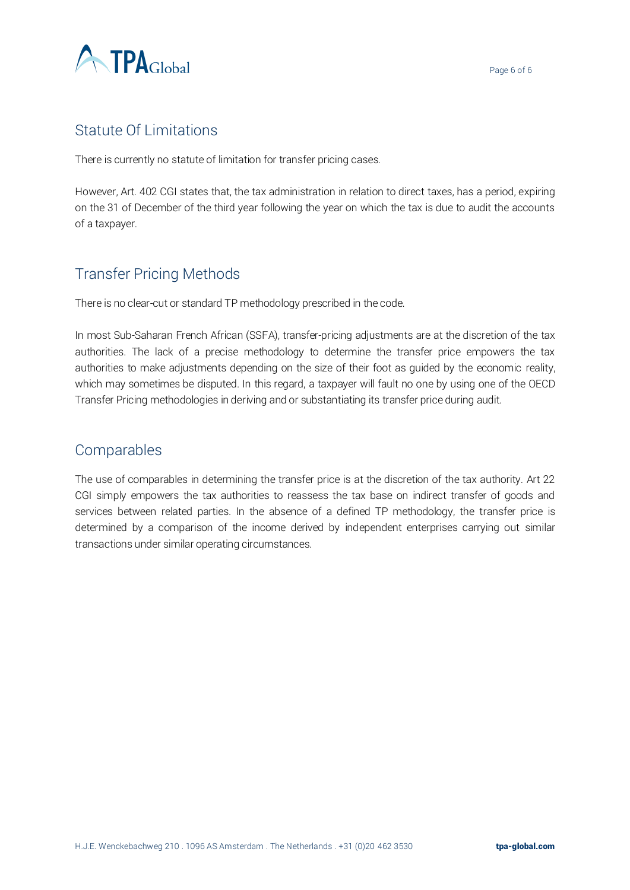## Statute Of Limitations

There is currently no statute of limitation for transfer pricing cases.

However, Art. 402 CGI states that, the tax administration in relation to direct taxes, has a period, expiring on the 31 of December of the third year following the year on which the tax is due to audit the accounts of a taxpayer.

## Transfer Pricing Methods

There is no clear-cut or standard TP methodology prescribed in the code.

In most Sub-Saharan French African (SSFA), transfer-pricing adjustments are at the discretion of the tax authorities. The lack of a precise methodology to determine the transfer price empowers the tax authorities to make adjustments depending on the size of their foot as guided by the economic reality, which may sometimes be disputed. In this regard, a taxpayer will fault no one by using one of the OECD Transfer Pricing methodologies in deriving and or substantiating its transfer price during audit.

## Comparables

The use of comparables in determining the transfer price is at the discretion of the tax authority. Art 22 CGI simply empowers the tax authorities to reassess the tax base on indirect transfer of goods and services between related parties. In the absence of a defined TP methodology, the transfer price is determined by a comparison of the income derived by independent enterprises carrying out similar transactions under similar operating circumstances.